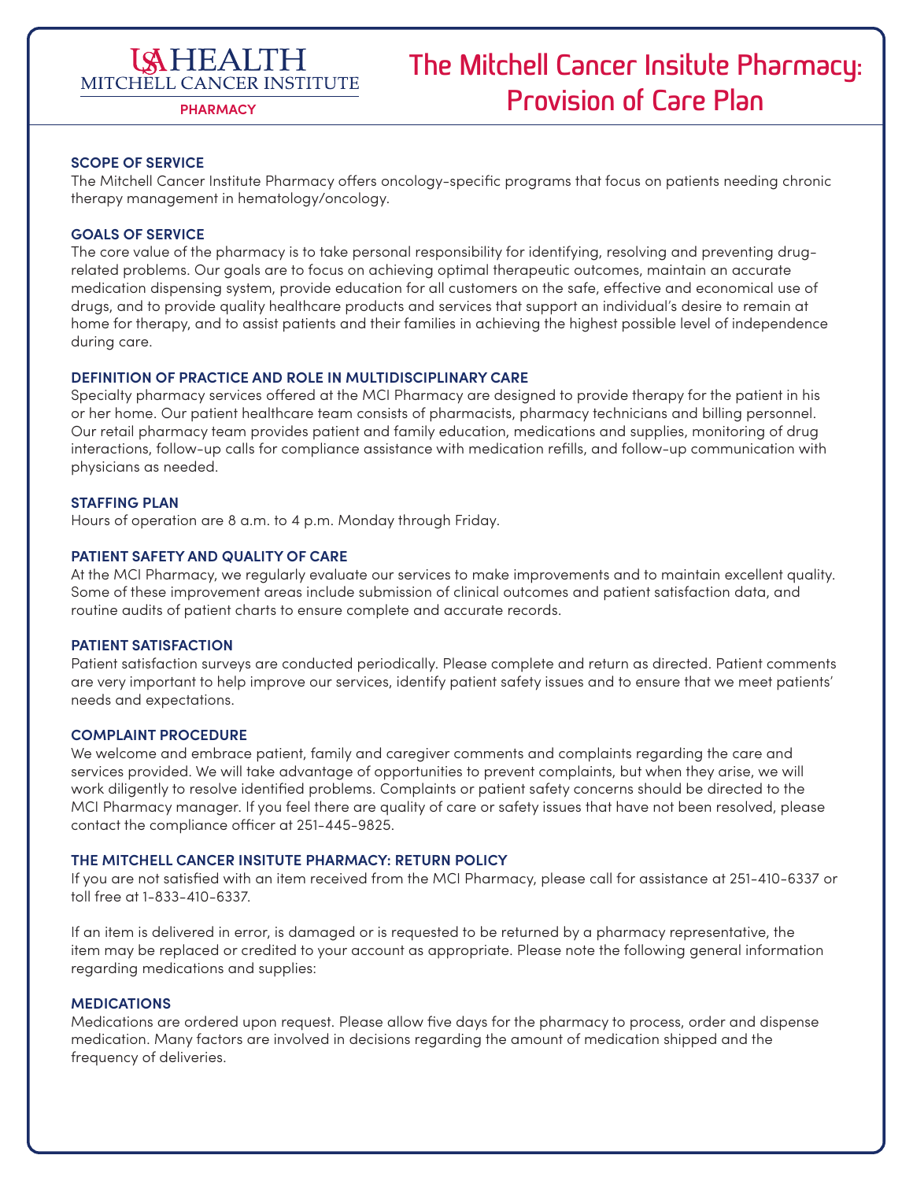USA HEALTH
MITCHELL CANCER INSTITUTE
PHARMACY

# The Mitchell Cancer Insitute Pharmacy: Provision of Care Plan

## SCOPE OF SERVICE

The Mitchell Cancer Institute Pharmacy offers oncology-specific programs that focus on patients needing chronic therapy management in hematology/oncology.

## GOALS OF SERVICE

The core value of the pharmacy is to take personal responsibility for identifying, resolving and preventing drug-related problems. Our goals are to focus on achieving optimal therapeutic outcomes, maintain an accurate medication dispensing system, provide education for all customers on the safe, effective and economical use of drugs, and to provide quality healthcare products and services that support an individual's desire to remain at home for therapy, and to assist patients and their families in achieving the highest possible level of independence during care.

## DEFINITION OF PRACTICE AND ROLE IN MULTIDISCIPLINARY CARE

Specialty pharmacy services offered at the MCI Pharmacy are designed to provide therapy for the patient in his or her home. Our patient healthcare team consists of pharmacists, pharmacy technicians and billing personnel. Our retail pharmacy team provides patient and family education, medications and supplies, monitoring of drug interactions, follow-up calls for compliance assistance with medication refills, and follow-up communication with physicians as needed.

## STAFFING PLAN

Hours of operation are 8 a.m. to 4 p.m. Monday through Friday.

## PATIENT SAFETY AND QUALITY OF CARE

At the MCI Pharmacy, we regularly evaluate our services to make improvements and to maintain excellent quality. Some of these improvement areas include submission of clinical outcomes and patient satisfaction data, and routine audits of patient charts to ensure complete and accurate records.

## PATIENT SATISFACTION

Patient satisfaction surveys are conducted periodically. Please complete and return as directed. Patient comments are very important to help improve our services, identify patient safety issues and to ensure that we meet patients' needs and expectations.

## COMPLAINT PROCEDURE

We welcome and embrace patient, family and caregiver comments and complaints regarding the care and services provided. We will take advantage of opportunities to prevent complaints, but when they arise, we will work diligently to resolve identified problems. Complaints or patient safety concerns should be directed to the MCI Pharmacy manager. If you feel there are quality of care or safety issues that have not been resolved, please contact the compliance officer at 251-445-9825.

## THE MITCHELL CANCER INSITUTE PHARMACY: RETURN POLICY

If you are not satisfied with an item received from the MCI Pharmacy, please call for assistance at 251-410-6337 or toll free at 1-833-410-6337.

If an item is delivered in error, is damaged or is requested to be returned by a pharmacy representative, the item may be replaced or credited to your account as appropriate. Please note the following general information regarding medications and supplies:

## MEDICATIONS

Medications are ordered upon request. Please allow five days for the pharmacy to process, order and dispense medication. Many factors are involved in decisions regarding the amount of medication shipped and the frequency of deliveries.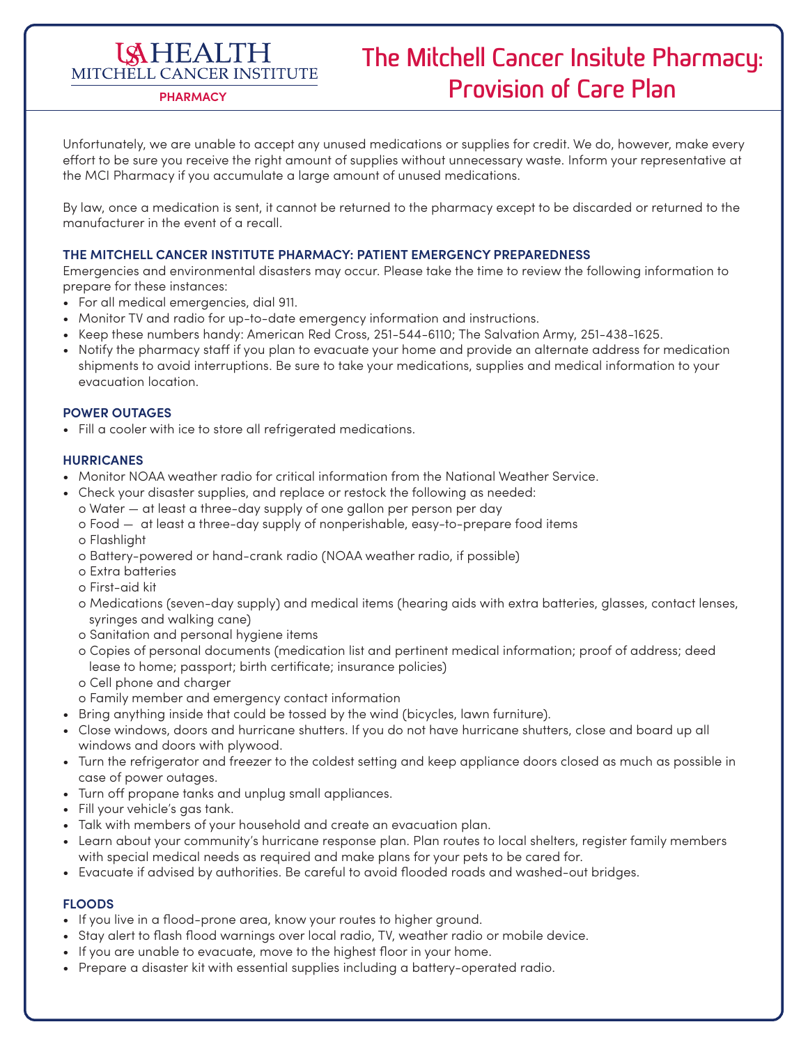USA HEALTH
MITCHELL CANCER INSTITUTE
PHARMACY

# The Mitchell Cancer Insitute Pharmacy: Provision of Care Plan

Unfortunately, we are unable to accept any unused medications or supplies for credit. We do, however, make every effort to be sure you receive the right amount of supplies without unnecessary waste. Inform your representative at the MCI Pharmacy if you accumulate a large amount of unused medications.

By law, once a medication is sent, it cannot be returned to the pharmacy except to be discarded or returned to the manufacturer in the event of a recall.

## THE MITCHELL CANCER INSTITUTE PHARMACY: PATIENT EMERGENCY PREPAREDNESS

Emergencies and environmental disasters may occur. Please take the time to review the following information to prepare for these instances:

- For all medical emergencies, dial 911.
- Monitor TV and radio for up-to-date emergency information and instructions.
- Keep these numbers handy: American Red Cross, 251-544-6110; The Salvation Army, 251-438-1625.
- Notify the pharmacy staff if you plan to evacuate your home and provide an alternate address for medication shipments to avoid interruptions. Be sure to take your medications, supplies and medical information to your evacuation location.

## POWER OUTAGES

- Fill a cooler with ice to store all refrigerated medications.

## HURRICANES

- Monitor NOAA weather radio for critical information from the National Weather Service.
- Check your disaster supplies, and replace or restock the following as needed:
  - Water — at least a three-day supply of one gallon per person per day
  - Food — at least a three-day supply of nonperishable, easy-to-prepare food items
  - Flashlight
  - Battery-powered or hand-crank radio (NOAA weather radio, if possible)
  - Extra batteries
  - First-aid kit
  - Medications (seven-day supply) and medical items (hearing aids with extra batteries, glasses, contact lenses, syringes and walking cane)
  - Sanitation and personal hygiene items
  - Copies of personal documents (medication list and pertinent medical information; proof of address; deed lease to home; passport; birth certificate; insurance policies)
  - Cell phone and charger
  - Family member and emergency contact information
- Bring anything inside that could be tossed by the wind (bicycles, lawn furniture).
- Close windows, doors and hurricane shutters. If you do not have hurricane shutters, close and board up all windows and doors with plywood.
- Turn the refrigerator and freezer to the coldest setting and keep appliance doors closed as much as possible in case of power outages.
- Turn off propane tanks and unplug small appliances.
- Fill your vehicle's gas tank.
- Talk with members of your household and create an evacuation plan.
- Learn about your community's hurricane response plan. Plan routes to local shelters, register family members with special medical needs as required and make plans for your pets to be cared for.
- Evacuate if advised by authorities. Be careful to avoid flooded roads and washed-out bridges.

## FLOODS

- If you live in a flood-prone area, know your routes to higher ground.
- Stay alert to flash flood warnings over local radio, TV, weather radio or mobile device.
- If you are unable to evacuate, move to the highest floor in your home.
- Prepare a disaster kit with essential supplies including a battery-operated radio.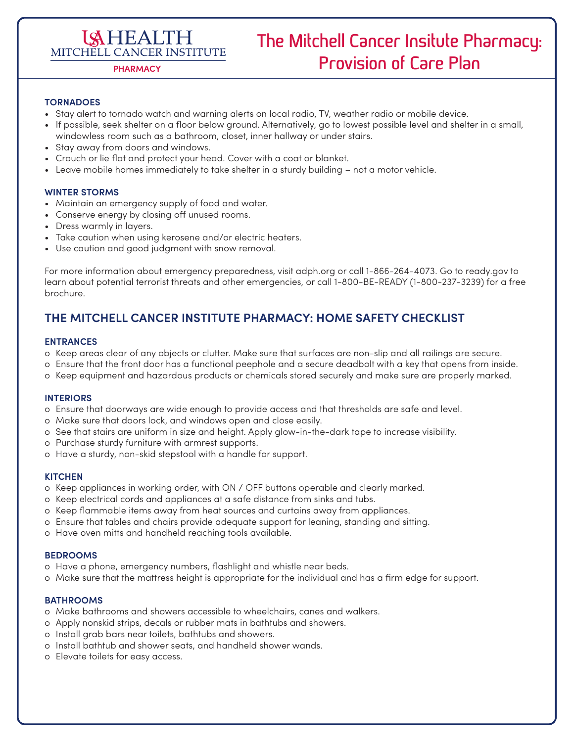# The Mitchell Cancer Insitute Pharmacy: Provision of Care Plan

### TORNADOES

- Stay alert to tornado watch and warning alerts on local radio, TV, weather radio or mobile device.
- If possible, seek shelter on a floor below ground. Alternatively, go to lowest possible level and shelter in a small, windowless room such as a bathroom, closet, inner hallway or under stairs.
- Stay away from doors and windows.
- Crouch or lie flat and protect your head. Cover with a coat or blanket.
- Leave mobile homes immediately to take shelter in a sturdy building – not a motor vehicle.

### WINTER STORMS

- Maintain an emergency supply of food and water.
- Conserve energy by closing off unused rooms.
- Dress warmly in layers.
- Take caution when using kerosene and/or electric heaters.
- Use caution and good judgment with snow removal.

For more information about emergency preparedness, visit adph.org or call 1-866-264-4073. Go to ready.gov to learn about potential terrorist threats and other emergencies, or call 1-800-BE-READY (1-800-237-3239) for a free brochure.

## THE MITCHELL CANCER INSTITUTE PHARMACY: HOME SAFETY CHECKLIST

### ENTRANCES

- o Keep areas clear of any objects or clutter. Make sure that surfaces are non-slip and all railings are secure.
- o Ensure that the front door has a functional peephole and a secure deadbolt with a key that opens from inside.
- o Keep equipment and hazardous products or chemicals stored securely and make sure are properly marked.

### INTERIORS

- o Ensure that doorways are wide enough to provide access and that thresholds are safe and level.
- o Make sure that doors lock, and windows open and close easily.
- o See that stairs are uniform in size and height. Apply glow-in-the-dark tape to increase visibility.
- o Purchase sturdy furniture with armrest supports.
- o Have a sturdy, non-skid stepstool with a handle for support.

### KITCHEN

- o Keep appliances in working order, with ON / OFF buttons operable and clearly marked.
- o Keep electrical cords and appliances at a safe distance from sinks and tubs.
- o Keep flammable items away from heat sources and curtains away from appliances.
- o Ensure that tables and chairs provide adequate support for leaning, standing and sitting.
- o Have oven mitts and handheld reaching tools available.

### BEDROOMS

- o Have a phone, emergency numbers, flashlight and whistle near beds.
- o Make sure that the mattress height is appropriate for the individual and has a firm edge for support.

### BATHROOMS

- o Make bathrooms and showers accessible to wheelchairs, canes and walkers.
- o Apply nonskid strips, decals or rubber mats in bathtubs and showers.
- o Install grab bars near toilets, bathtubs and showers.
- o Install bathtub and shower seats, and handheld shower wands.
- o Elevate toilets for easy access.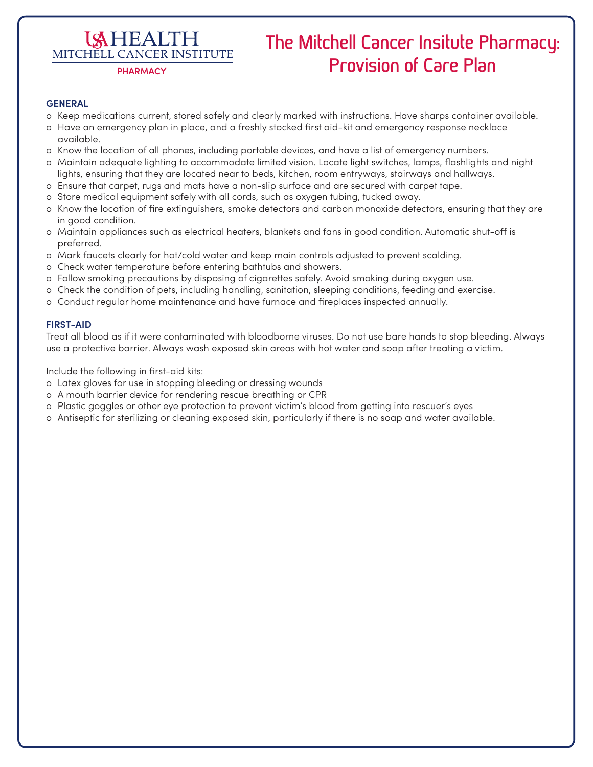USA HEALTH
MITCHELL CANCER INSTITUTE
PHARMACY

# The Mitchell Cancer Insitute Pharmacy: Provision of Care Plan

## GENERAL

- Keep medications current, stored safely and clearly marked with instructions. Have sharps container available.
- Have an emergency plan in place, and a freshly stocked first aid-kit and emergency response necklace available.
- Know the location of all phones, including portable devices, and have a list of emergency numbers.
- Maintain adequate lighting to accommodate limited vision. Locate light switches, lamps, flashlights and night lights, ensuring that they are located near to beds, kitchen, room entryways, stairways and hallways.
- Ensure that carpet, rugs and mats have a non-slip surface and are secured with carpet tape.
- Store medical equipment safely with all cords, such as oxygen tubing, tucked away.
- Know the location of fire extinguishers, smoke detectors and carbon monoxide detectors, ensuring that they are in good condition.
- Maintain appliances such as electrical heaters, blankets and fans in good condition. Automatic shut-off is preferred.
- Mark faucets clearly for hot/cold water and keep main controls adjusted to prevent scalding.
- Check water temperature before entering bathtubs and showers.
- Follow smoking precautions by disposing of cigarettes safely. Avoid smoking during oxygen use.
- Check the condition of pets, including handling, sanitation, sleeping conditions, feeding and exercise.
- Conduct regular home maintenance and have furnace and fireplaces inspected annually.

## FIRST-AID

Treat all blood as if it were contaminated with bloodborne viruses. Do not use bare hands to stop bleeding. Always use a protective barrier. Always wash exposed skin areas with hot water and soap after treating a victim.

Include the following in first-aid kits:

- Latex gloves for use in stopping bleeding or dressing wounds
- A mouth barrier device for rendering rescue breathing or CPR
- Plastic goggles or other eye protection to prevent victim's blood from getting into rescuer's eyes
- Antiseptic for sterilizing or cleaning exposed skin, particularly if there is no soap and water available.